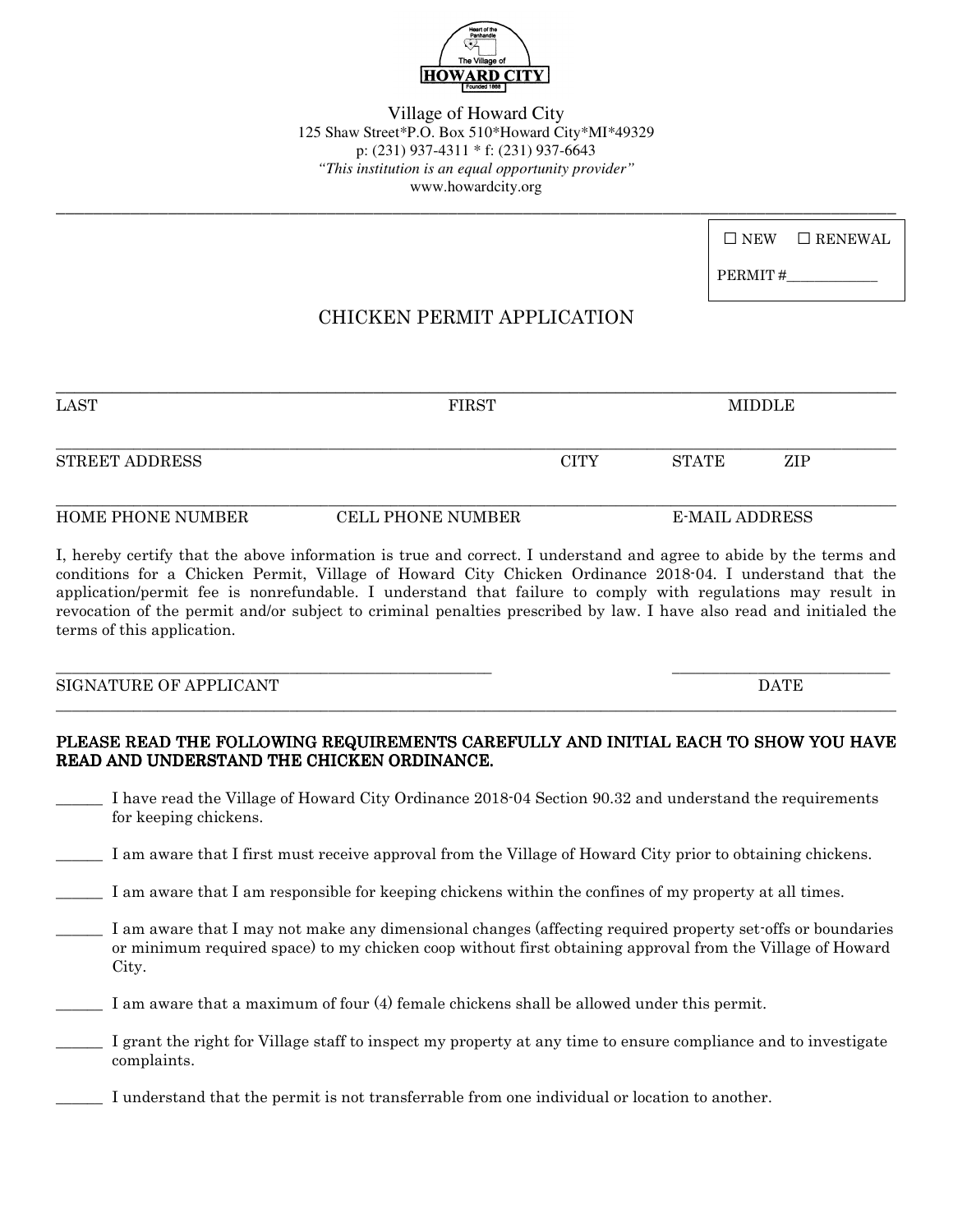Village of Howard City
125 Shaw Street*P.O. Box 510*Howard City*MI*49329
p: (231) 937-4311 * f: (231) 937-6643
*"This institution is an equal opportunity provider"*
www.howardcity.org

☐ NEW ☐ RENEWAL

PERMIT #____________

# CHICKEN PERMIT APPLICATION

_______________________________________________________________________________

LAST FIRST MIDDLE

_______________________________________________________________________________

STREET ADDRESS CITY STATE ZIP

_______________________________________________________________________________

HOME PHONE NUMBER CELL PHONE NUMBER E-MAIL ADDRESS

I, hereby certify that the above information is true and correct. I understand and agree to abide by the terms and conditions for a Chicken Permit, Village of Howard City Chicken Ordinance 2018-04. I understand that the application/permit fee is nonrefundable. I understand that failure to comply with regulations may result in revocation of the permit and/or subject to criminal penalties prescribed by law. I have also read and initialed the terms of this application.

_______________________________________ ____________________

SIGNATURE OF APPLICANT DATE

**PLEASE READ THE FOLLOWING REQUIREMENTS CAREFULLY AND INITIAL EACH TO SHOW YOU HAVE READ AND UNDERSTAND THE CHICKEN ORDINANCE.**

______ I have read the Village of Howard City Ordinance 2018-04 Section 90.32 and understand the requirements for keeping chickens.

______ I am aware that I first must receive approval from the Village of Howard City prior to obtaining chickens.

______ I am aware that I am responsible for keeping chickens within the confines of my property at all times.

______ I am aware that I may not make any dimensional changes (affecting required property set-offs or boundaries or minimum required space) to my chicken coop without first obtaining approval from the Village of Howard City.

______ I am aware that a maximum of four (4) female chickens shall be allowed under this permit.

______ I grant the right for Village staff to inspect my property at any time to ensure compliance and to investigate complaints.

______ I understand that the permit is not transferrable from one individual or location to another.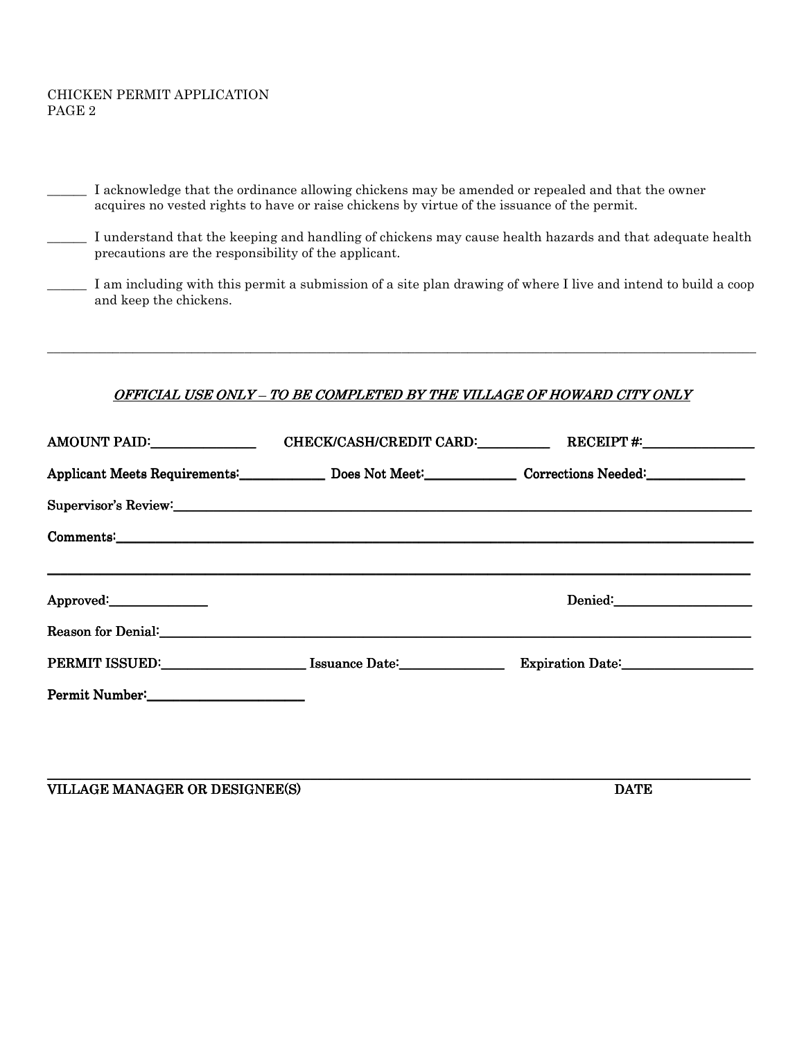\_\_\_\_\_\_ I acknowledge that the ordinance allowing chickens may be amended or repealed and that the owner acquires no vested rights to have or raise chickens by virtue of the issuance of the permit.

\_\_\_\_\_\_ I understand that the keeping and handling of chickens may cause health hazards and that adequate health precautions are the responsibility of the applicant.

\_\_\_\_\_\_ I am including with this permit a submission of a site plan drawing of where I live and intend to build a coop and keep the chickens.

---

***OFFICIAL USE ONLY – TO BE COMPLETED BY THE VILLAGE OF HOWARD CITY ONLY***

**AMOUNT PAID:\_\_\_\_\_\_\_\_\_\_\_\_\_\_\_ CHECK/CASH/CREDIT CARD:\_\_\_\_\_\_\_\_\_\_ RECEIPT #:\_\_\_\_\_\_\_\_\_\_\_\_\_\_\_\_**

**Applicant Meets Requirements:\_\_\_\_\_\_\_\_\_\_\_\_ Does Not Meet:\_\_\_\_\_\_\_\_\_\_\_\_\_ Corrections Needed:\_\_\_\_\_\_\_\_\_\_\_\_\_\_**

**Supervisor's Review:**\_\_\_\_\_\_\_\_\_\_\_\_\_\_\_\_\_\_\_\_\_\_\_\_\_\_\_\_\_\_\_\_\_\_\_\_\_\_\_\_\_\_\_\_\_\_\_\_\_\_\_\_\_\_\_\_\_\_\_\_\_\_\_\_\_\_\_\_\_\_\_\_\_

**Comments:**\_\_\_\_\_\_\_\_\_\_\_\_\_\_\_\_\_\_\_\_\_\_\_\_\_\_\_\_\_\_\_\_\_\_\_\_\_\_\_\_\_\_\_\_\_\_\_\_\_\_\_\_\_\_\_\_\_\_\_\_\_\_\_\_\_\_\_\_\_\_\_\_\_\_\_\_\_\_\_\_

\_\_\_\_\_\_\_\_\_\_\_\_\_\_\_\_\_\_\_\_\_\_\_\_\_\_\_\_\_\_\_\_\_\_\_\_\_\_\_\_\_\_\_\_\_\_\_\_\_\_\_\_\_\_\_\_\_\_\_\_\_\_\_\_\_\_\_\_\_\_\_\_\_\_\_\_\_\_\_\_\_\_\_\_\_\_\_\_\_\_\_

**Approved:**\_\_\_\_\_\_\_\_\_\_\_\_\_\_ **Denied:**\_\_\_\_\_\_\_\_\_\_\_\_\_\_\_\_\_\_\_\_

**Reason for Denial:**\_\_\_\_\_\_\_\_\_\_\_\_\_\_\_\_\_\_\_\_\_\_\_\_\_\_\_\_\_\_\_\_\_\_\_\_\_\_\_\_\_\_\_\_\_\_\_\_\_\_\_\_\_\_\_\_\_\_\_\_\_\_\_\_\_\_\_\_\_\_\_\_\_\_\_\_

**PERMIT ISSUED:\_\_\_\_\_\_\_\_\_\_\_\_\_\_\_\_\_\_\_\_\_ Issuance Date:\_\_\_\_\_\_\_\_\_\_\_\_\_\_\_ Expiration Date:\_\_\_\_\_\_\_\_\_\_\_\_\_\_\_\_\_\_\_**

**Permit Number:**\_\_\_\_\_\_\_\_\_\_\_\_\_\_\_\_\_\_\_\_\_\_\_

\_\_\_\_\_\_\_\_\_\_\_\_\_\_\_\_\_\_\_\_\_\_\_\_\_\_\_\_\_\_\_\_\_\_\_\_\_\_\_\_\_\_\_\_\_\_\_\_\_\_\_\_\_\_\_\_\_\_\_\_\_\_\_\_\_\_\_\_\_\_\_\_\_\_\_\_\_\_\_\_\_\_\_\_\_\_\_\_\_\_\_

**VILLAGE MANAGER OR DESIGNEE(S) DATE**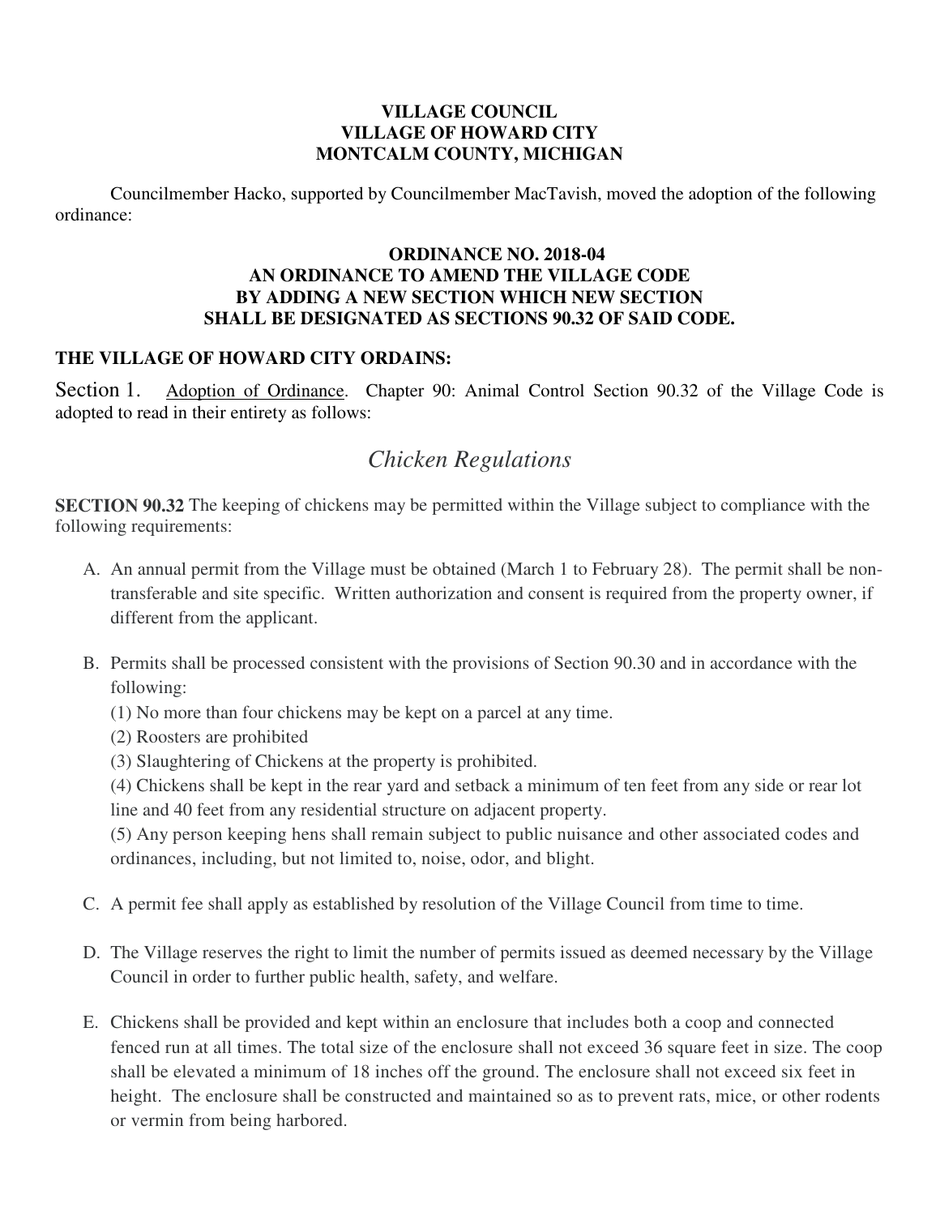**VILLAGE COUNCIL**
**VILLAGE OF HOWARD CITY**
**MONTCALM COUNTY, MICHIGAN**

Councilmember Hacko, supported by Councilmember MacTavish, moved the adoption of the following ordinance:

**ORDINANCE NO. 2018-04**
**AN ORDINANCE TO AMEND THE VILLAGE CODE**
**BY ADDING A NEW SECTION WHICH NEW SECTION**
**SHALL BE DESIGNATED AS SECTIONS 90.32 OF SAID CODE.**

**THE VILLAGE OF HOWARD CITY ORDAINS:**

Section 1. Adoption of Ordinance. Chapter 90: Animal Control Section 90.32 of the Village Code is adopted to read in their entirety as follows:

## *Chicken Regulations*

**SECTION 90.32** The keeping of chickens may be permitted within the Village subject to compliance with the following requirements:

A. An annual permit from the Village must be obtained (March 1 to February 28). The permit shall be non-transferable and site specific. Written authorization and consent is required from the property owner, if different from the applicant.

B. Permits shall be processed consistent with the provisions of Section 90.30 and in accordance with the following:
   (1) No more than four chickens may be kept on a parcel at any time.
   (2) Roosters are prohibited
   (3) Slaughtering of Chickens at the property is prohibited.
   (4) Chickens shall be kept in the rear yard and setback a minimum of ten feet from any side or rear lot line and 40 feet from any residential structure on adjacent property.
   (5) Any person keeping hens shall remain subject to public nuisance and other associated codes and ordinances, including, but not limited to, noise, odor, and blight.

C. A permit fee shall apply as established by resolution of the Village Council from time to time.

D. The Village reserves the right to limit the number of permits issued as deemed necessary by the Village Council in order to further public health, safety, and welfare.

E. Chickens shall be provided and kept within an enclosure that includes both a coop and connected fenced run at all times. The total size of the enclosure shall not exceed 36 square feet in size. The coop shall be elevated a minimum of 18 inches off the ground. The enclosure shall not exceed six feet in height. The enclosure shall be constructed and maintained so as to prevent rats, mice, or other rodents or vermin from being harbored.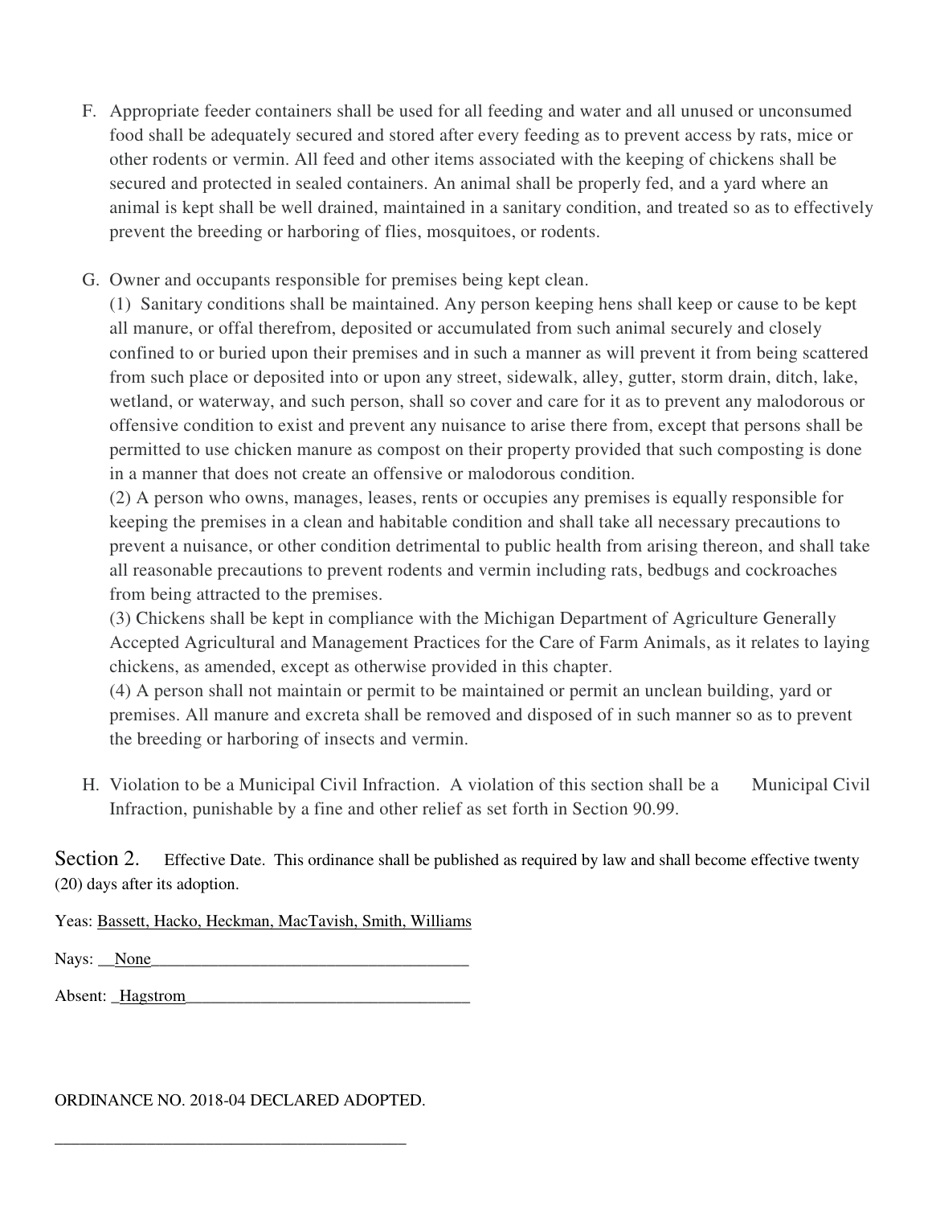F. Appropriate feeder containers shall be used for all feeding and water and all unused or unconsumed food shall be adequately secured and stored after every feeding as to prevent access by rats, mice or other rodents or vermin. All feed and other items associated with the keeping of chickens shall be secured and protected in sealed containers. An animal shall be properly fed, and a yard where an animal is kept shall be well drained, maintained in a sanitary condition, and treated so as to effectively prevent the breeding or harboring of flies, mosquitoes, or rodents.

G. Owner and occupants responsible for premises being kept clean.
(1) Sanitary conditions shall be maintained. Any person keeping hens shall keep or cause to be kept all manure, or offal therefrom, deposited or accumulated from such animal securely and closely confined to or buried upon their premises and in such a manner as will prevent it from being scattered from such place or deposited into or upon any street, sidewalk, alley, gutter, storm drain, ditch, lake, wetland, or waterway, and such person, shall so cover and care for it as to prevent any malodorous or offensive condition to exist and prevent any nuisance to arise there from, except that persons shall be permitted to use chicken manure as compost on their property provided that such composting is done in a manner that does not create an offensive or malodorous condition.
(2) A person who owns, manages, leases, rents or occupies any premises is equally responsible for keeping the premises in a clean and habitable condition and shall take all necessary precautions to prevent a nuisance, or other condition detrimental to public health from arising thereon, and shall take all reasonable precautions to prevent rodents and vermin including rats, bedbugs and cockroaches from being attracted to the premises.
(3) Chickens shall be kept in compliance with the Michigan Department of Agriculture Generally Accepted Agricultural and Management Practices for the Care of Farm Animals, as it relates to laying chickens, as amended, except as otherwise provided in this chapter.
(4) A person shall not maintain or permit to be maintained or permit an unclean building, yard or premises. All manure and excreta shall be removed and disposed of in such manner so as to prevent the breeding or harboring of insects and vermin.

H. Violation to be a Municipal Civil Infraction. A violation of this section shall be a Municipal Civil Infraction, punishable by a fine and other relief as set forth in Section 90.99.

Section 2. Effective Date. This ordinance shall be published as required by law and shall become effective twenty (20) days after its adoption.

Yeas: Bassett, Hacko, Heckman, MacTavish, Smith, Williams

Nays: None

Absent: Hagstrom

ORDINANCE NO. 2018-04 DECLARED ADOPTED.

\_\_\_\_\_\_\_\_\_\_\_\_\_\_\_\_\_\_\_\_\_\_\_\_\_\_\_\_\_\_\_\_\_\_\_\_\_\_\_\_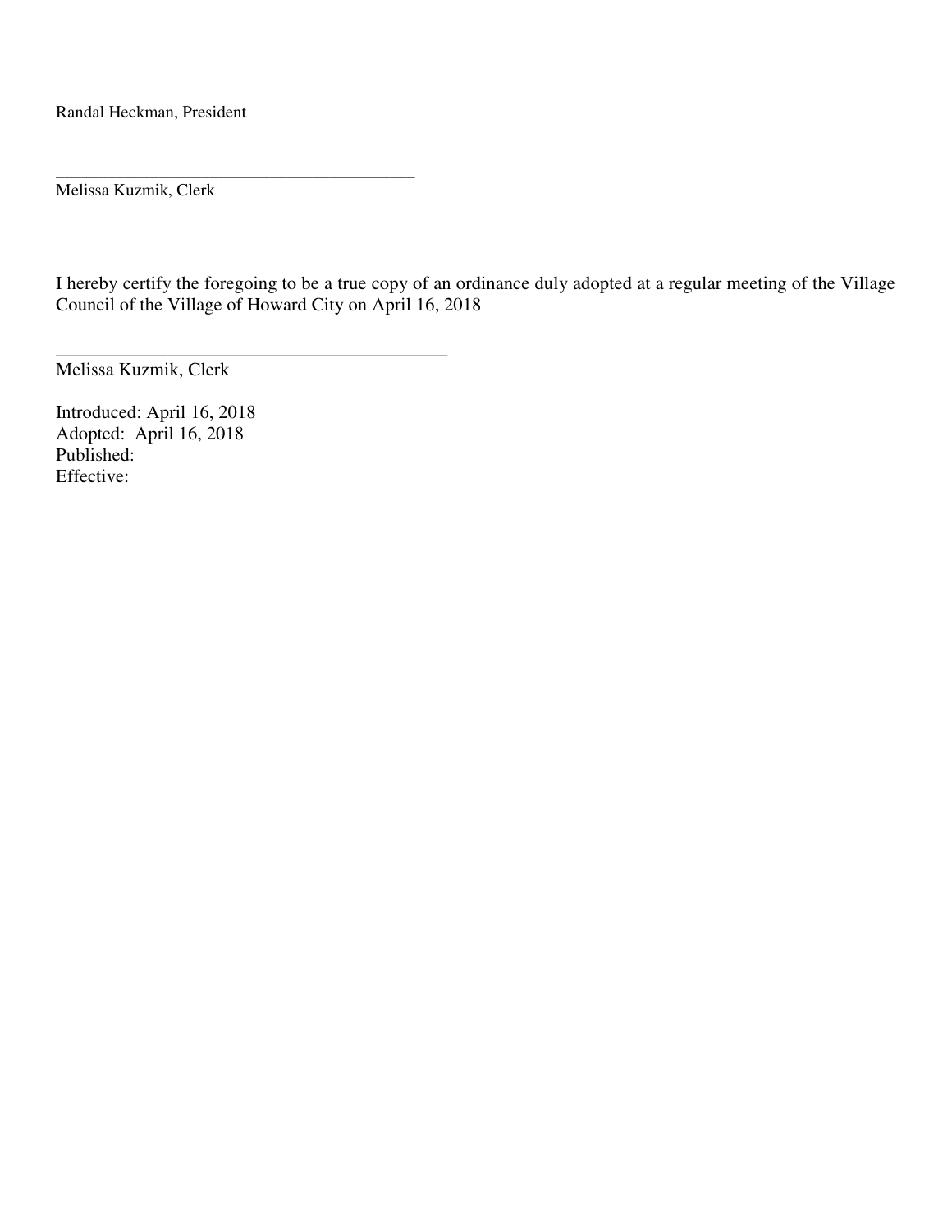Randal Heckman, President

\_\_\_\_\_\_\_\_\_\_\_\_\_\_\_\_\_\_\_\_\_\_\_\_\_\_\_\_\_\_\_\_\_\_\_\_\_\_\_\_\_\_
Melissa Kuzmik, Clerk

I hereby certify the foregoing to be a true copy of an ordinance duly adopted at a regular meeting of the Village Council of the Village of Howard City on April 16, 2018

\_\_\_\_\_\_\_\_\_\_\_\_\_\_\_\_\_\_\_\_\_\_\_\_\_\_\_\_\_\_\_\_\_\_\_\_\_\_\_\_\_\_
Melissa Kuzmik, Clerk

Introduced: April 16, 2018
Adopted: April 16, 2018
Published:
Effective: